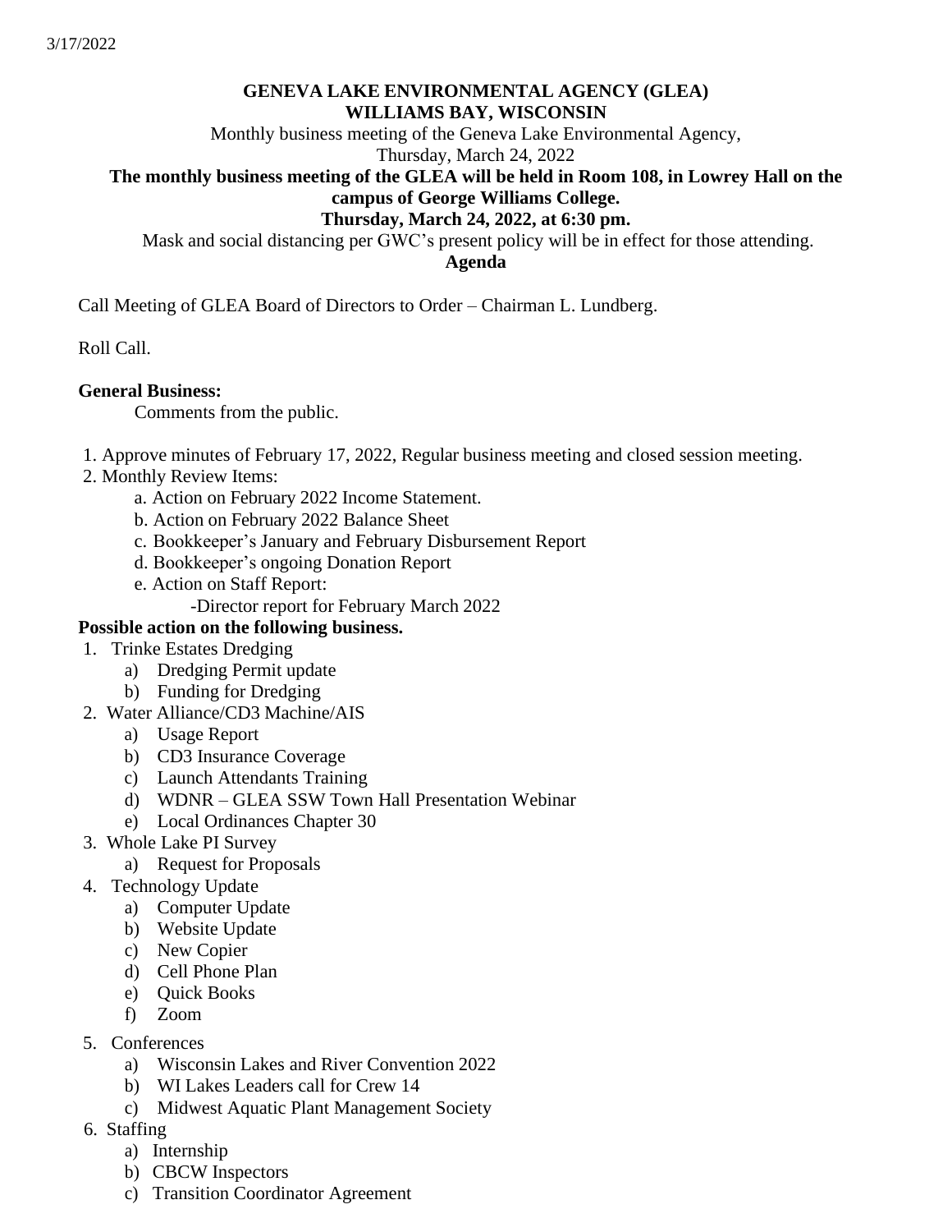3/17/2022

**GENEVA LAKE ENVIRONMENTAL AGENCY (GLEA)**
**WILLIAMS BAY, WISCONSIN**

Monthly business meeting of the Geneva Lake Environmental Agency,
Thursday, March 24, 2022

**The monthly business meeting of the GLEA will be held in Room 108, in Lowrey Hall on the campus of George Williams College.**
**Thursday, March 24, 2022, at 6:30 pm.**

Mask and social distancing per GWC's present policy will be in effect for those attending.

**Agenda**

Call Meeting of GLEA Board of Directors to Order – Chairman L. Lundberg.

Roll Call.

**General Business:**

Comments from the public.

1. Approve minutes of February 17, 2022, Regular business meeting and closed session meeting.
2. Monthly Review Items:
   a. Action on February 2022 Income Statement.
   b. Action on February 2022 Balance Sheet
   c. Bookkeeper's January and February Disbursement Report
   d. Bookkeeper's ongoing Donation Report
   e. Action on Staff Report:
      -Director report for February March 2022

**Possible action on the following business.**

1. Trinke Estates Dredging
   a) Dredging Permit update
   b) Funding for Dredging
2. Water Alliance/CD3 Machine/AIS
   a) Usage Report
   b) CD3 Insurance Coverage
   c) Launch Attendants Training
   d) WDNR – GLEA SSW Town Hall Presentation Webinar
   e) Local Ordinances Chapter 30
3. Whole Lake PI Survey
   a) Request for Proposals
4. Technology Update
   a) Computer Update
   b) Website Update
   c) New Copier
   d) Cell Phone Plan
   e) Quick Books
   f) Zoom
5. Conferences
   a) Wisconsin Lakes and River Convention 2022
   b) WI Lakes Leaders call for Crew 14
   c) Midwest Aquatic Plant Management Society
6. Staffing
   a) Internship
   b) CBCW Inspectors
   c) Transition Coordinator Agreement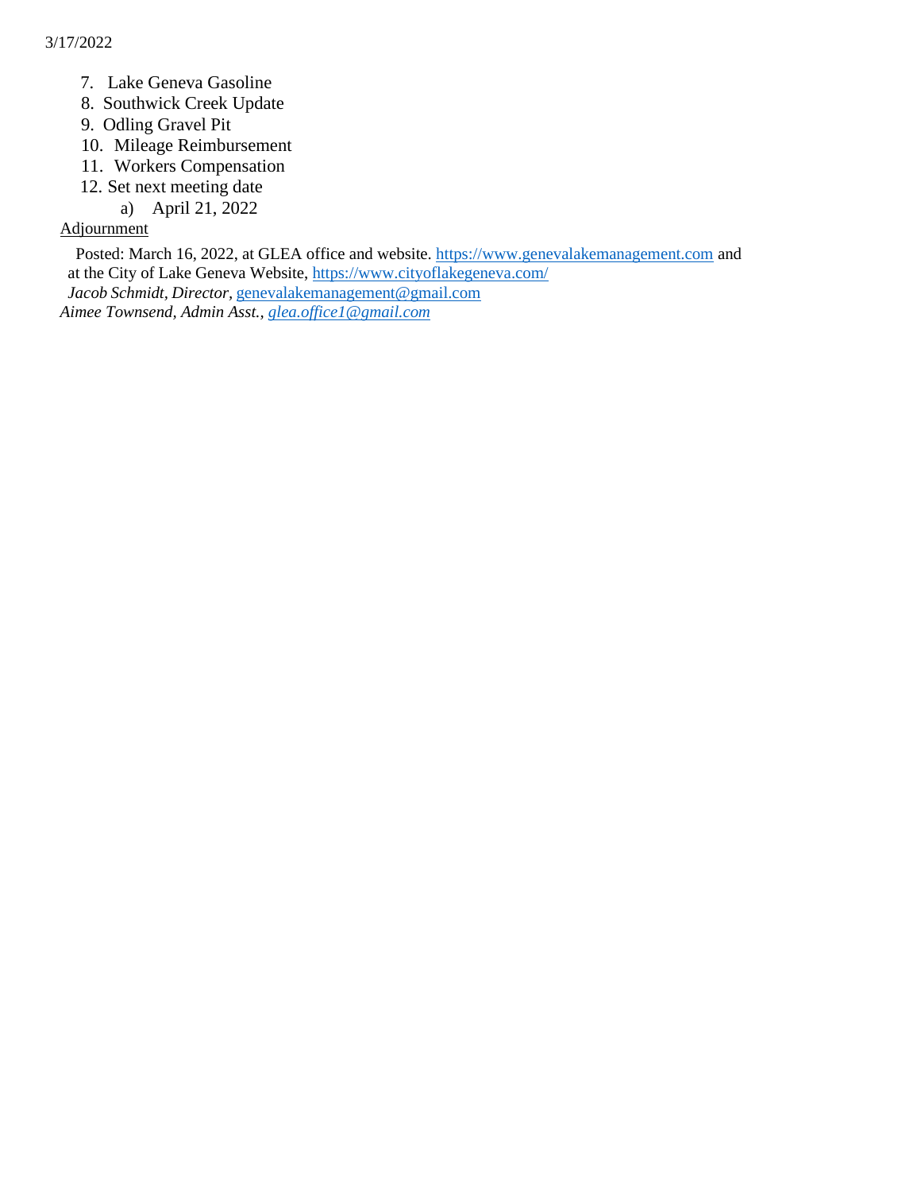7. Lake Geneva Gasoline
8. Southwick Creek Update
9. Odling Gravel Pit
10. Mileage Reimbursement
11. Workers Compensation
12. Set next meeting date
    a) April 21, 2022

Adjournment

Posted: March 16, 2022, at GLEA office and website. https://www.genevalakemanagement.com and at the City of Lake Geneva Website, https://www.cityoflakegeneva.com/

*Jacob Schmidt, Director,* genevalakemanagement@gmail.com

*Aimee Townsend, Admin Asst., glea.office1@gmail.com*